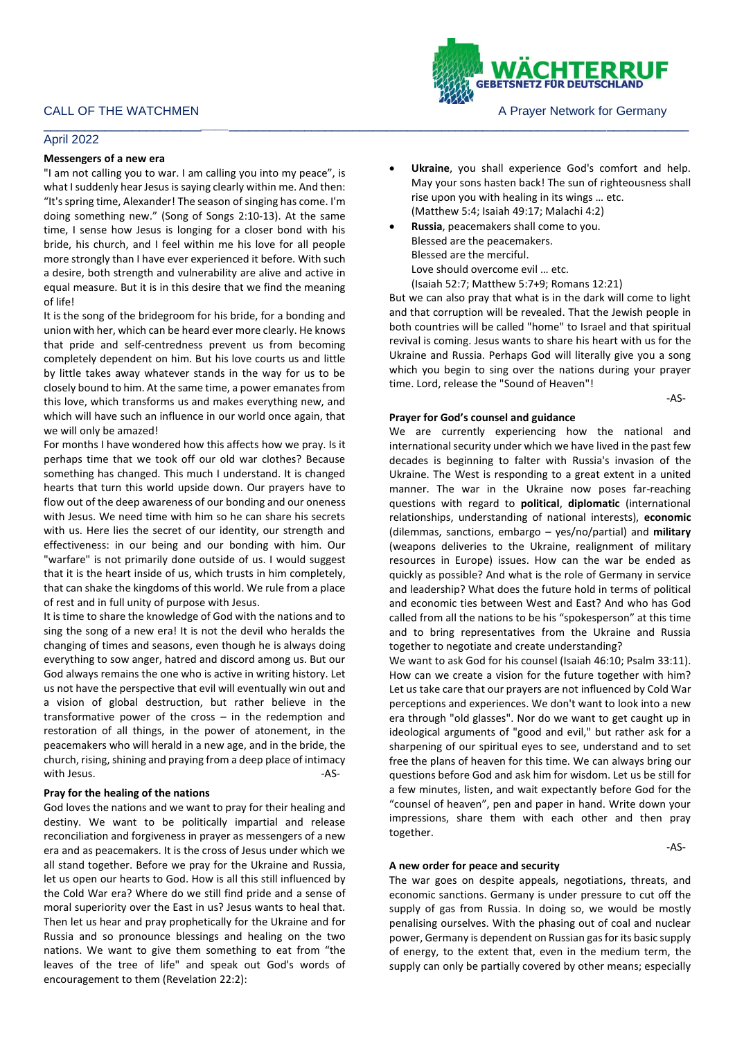WÄCHTERRUF
GEBETSNETZ FÜR DEUTSCHLAND

CALL OF THE WATCHMEN — A Prayer Network for Germany

April 2022

**Messengers of a new era**

"I am not calling you to war. I am calling you into my peace", is what I suddenly hear Jesus is saying clearly within me. And then: "It's spring time, Alexander! The season of singing has come. I'm doing something new." (Song of Songs 2:10-13). At the same time, I sense how Jesus is longing for a closer bond with his bride, his church, and I feel within me his love for all people more strongly than I have ever experienced it before. With such a desire, both strength and vulnerability are alive and active in equal measure. But it is in this desire that we find the meaning of life!

It is the song of the bridegroom for his bride, for a bonding and union with her, which can be heard ever more clearly. He knows that pride and self-centredness prevent us from becoming completely dependent on him. But his love courts us and little by little takes away whatever stands in the way for us to be closely bound to him. At the same time, a power emanates from this love, which transforms us and makes everything new, and which will have such an influence in our world once again, that we will only be amazed!

For months I have wondered how this affects how we pray. Is it perhaps time that we took off our old war clothes? Because something has changed. This much I understand. It is changed hearts that turn this world upside down. Our prayers have to flow out of the deep awareness of our bonding and our oneness with Jesus. We need time with him so he can share his secrets with us. Here lies the secret of our identity, our strength and effectiveness: in our being and our bonding with him. Our "warfare" is not primarily done outside of us. I would suggest that it is the heart inside of us, which trusts in him completely, that can shake the kingdoms of this world. We rule from a place of rest and in full unity of purpose with Jesus.

It is time to share the knowledge of God with the nations and to sing the song of a new era! It is not the devil who heralds the changing of times and seasons, even though he is always doing everything to sow anger, hatred and discord among us. But our God always remains the one who is active in writing history. Let us not have the perspective that evil will eventually win out and a vision of global destruction, but rather believe in the transformative power of the cross – in the redemption and restoration of all things, in the power of atonement, in the peacemakers who will herald in a new age, and in the bride, the church, rising, shining and praying from a deep place of intimacy with Jesus.

-AS-

**Pray for the healing of the nations**

God loves the nations and we want to pray for their healing and destiny. We want to be politically impartial and release reconciliation and forgiveness in prayer as messengers of a new era and as peacemakers. It is the cross of Jesus under which we all stand together. Before we pray for the Ukraine and Russia, let us open our hearts to God. How is all this still influenced by the Cold War era? Where do we still find pride and a sense of moral superiority over the East in us? Jesus wants to heal that. Then let us hear and pray prophetically for the Ukraine and for Russia and so pronounce blessings and healing on the two nations. We want to give them something to eat from "the leaves of the tree of life" and speak out God's words of encouragement to them (Revelation 22:2):

- **Ukraine**, you shall experience God's comfort and help. May your sons hasten back! The sun of righteousness shall rise upon you with healing in its wings … etc.
  (Matthew 5:4; Isaiah 49:17; Malachi 4:2)
- **Russia**, peacemakers shall come to you.
  Blessed are the peacemakers.
  Blessed are the merciful.
  Love should overcome evil … etc.
  (Isaiah 52:7; Matthew 5:7+9; Romans 12:21)

But we can also pray that what is in the dark will come to light and that corruption will be revealed. That the Jewish people in both countries will be called "home" to Israel and that spiritual revival is coming. Jesus wants to share his heart with us for the Ukraine and Russia. Perhaps God will literally give you a song which you begin to sing over the nations during your prayer time. Lord, release the "Sound of Heaven"!

-AS-

**Prayer for God's counsel and guidance**

We are currently experiencing how the national and international security under which we have lived in the past few decades is beginning to falter with Russia's invasion of the Ukraine. The West is responding to a great extent in a united manner. The war in the Ukraine now poses far-reaching questions with regard to **political**, **diplomatic** (international relationships, understanding of national interests), **economic** (dilemmas, sanctions, embargo – yes/no/partial) and **military** (weapons deliveries to the Ukraine, realignment of military resources in Europe) issues. How can the war be ended as quickly as possible? And what is the role of Germany in service and leadership? What does the future hold in terms of political and economic ties between West and East? And who has God called from all the nations to be his "spokesperson" at this time and to bring representatives from the Ukraine and Russia together to negotiate and create understanding?

We want to ask God for his counsel (Isaiah 46:10; Psalm 33:11). How can we create a vision for the future together with him? Let us take care that our prayers are not influenced by Cold War perceptions and experiences. We don't want to look into a new era through "old glasses". Nor do we want to get caught up in ideological arguments of "good and evil," but rather ask for a sharpening of our spiritual eyes to see, understand and to set free the plans of heaven for this time. We can always bring our questions before God and ask him for wisdom. Let us be still for a few minutes, listen, and wait expectantly before God for the "counsel of heaven", pen and paper in hand. Write down your impressions, share them with each other and then pray together.

-AS-

**A new order for peace and security**

The war goes on despite appeals, negotiations, threats, and economic sanctions. Germany is under pressure to cut off the supply of gas from Russia. In doing so, we would be mostly penalising ourselves. With the phasing out of coal and nuclear power, Germany is dependent on Russian gas for its basic supply of energy, to the extent that, even in the medium term, the supply can only be partially covered by other means; especially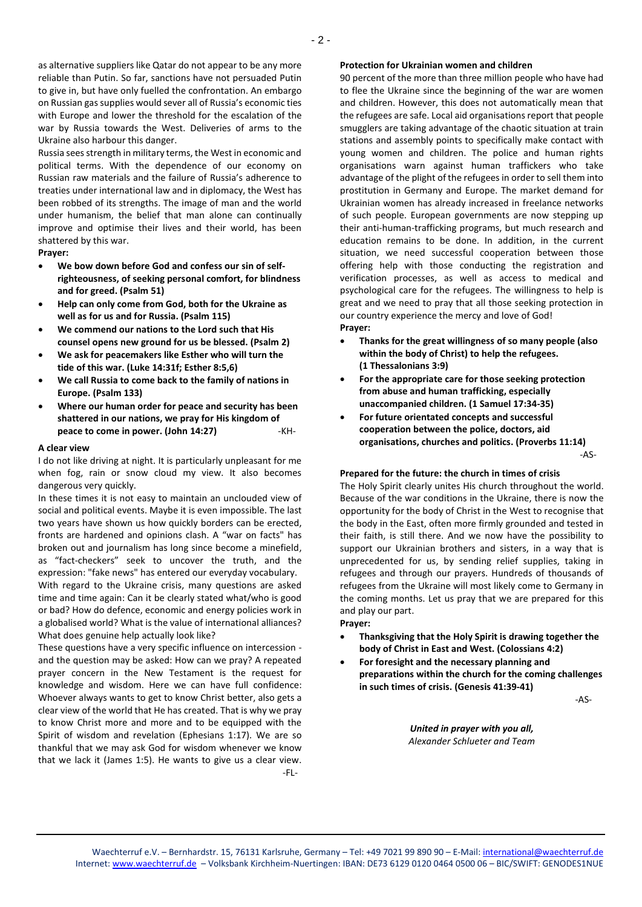as alternative suppliers like Qatar do not appear to be any more reliable than Putin. So far, sanctions have not persuaded Putin to give in, but have only fuelled the confrontation. An embargo on Russian gas supplies would sever all of Russia's economic ties with Europe and lower the threshold for the escalation of the war by Russia towards the West. Deliveries of arms to the Ukraine also harbour this danger.

Russia sees strength in military terms, the West in economic and political terms. With the dependence of our economy on Russian raw materials and the failure of Russia's adherence to treaties under international law and in diplomacy, the West has been robbed of its strengths. The image of man and the world under humanism, the belief that man alone can continually improve and optimise their lives and their world, has been shattered by this war.

**Prayer:**

- **We bow down before God and confess our sin of self-righteousness, of seeking personal comfort, for blindness and for greed. (Psalm 51)**
- **Help can only come from God, both for the Ukraine as well as for us and for Russia. (Psalm 115)**
- **We commend our nations to the Lord such that His counsel opens new ground for us to be blessed. (Psalm 2)**
- **We ask for peacemakers like Esther who will turn the tide of this war. (Luke 14:31f; Esther 8:5,6)**
- **We call Russia to come back to the family of nations in Europe. (Psalm 133)**
- **Where our human order for peace and security has been shattered in our nations, we pray for His kingdom of peace to come in power. (John 14:27)** -KH-

### A clear view

I do not like driving at night. It is particularly unpleasant for me when fog, rain or snow cloud my view. It also becomes dangerous very quickly.

In these times it is not easy to maintain an unclouded view of social and political events. Maybe it is even impossible. The last two years have shown us how quickly borders can be erected, fronts are hardened and opinions clash. A "war on facts" has broken out and journalism has long since become a minefield, as "fact-checkers" seek to uncover the truth, and the expression: "fake news" has entered our everyday vocabulary.

With regard to the Ukraine crisis, many questions are asked time and time again: Can it be clearly stated what/who is good or bad? How do defence, economic and energy policies work in a globalised world? What is the value of international alliances? What does genuine help actually look like?

These questions have a very specific influence on intercession - and the question may be asked: How can we pray? A repeated prayer concern in the New Testament is the request for knowledge and wisdom. Here we can have full confidence: Whoever always wants to get to know Christ better, also gets a clear view of the world that He has created. That is why we pray to know Christ more and more and to be equipped with the Spirit of wisdom and revelation (Ephesians 1:17). We are so thankful that we may ask God for wisdom whenever we know that we lack it (James 1:5). He wants to give us a clear view. -FL-

### Protection for Ukrainian women and children

90 percent of the more than three million people who have had to flee the Ukraine since the beginning of the war are women and children. However, this does not automatically mean that the refugees are safe. Local aid organisations report that people smugglers are taking advantage of the chaotic situation at train stations and assembly points to specifically make contact with young women and children. The police and human rights organisations warn against human traffickers who take advantage of the plight of the refugees in order to sell them into prostitution in Germany and Europe. The market demand for Ukrainian women has already increased in freelance networks of such people. European governments are now stepping up their anti-human-trafficking programs, but much research and education remains to be done. In addition, in the current situation, we need successful cooperation between those offering help with those conducting the registration and verification processes, as well as access to medical and psychological care for the refugees. The willingness to help is great and we need to pray that all those seeking protection in our country experience the mercy and love of God!

**Prayer:**

- **Thanks for the great willingness of so many people (also within the body of Christ) to help the refugees. (1 Thessalonians 3:9)**
- **For the appropriate care for those seeking protection from abuse and human trafficking, especially unaccompanied children. (1 Samuel 17:34-35)**
- **For future orientated concepts and successful cooperation between the police, doctors, aid organisations, churches and politics. (Proverbs 11:14)**

-AS-

### Prepared for the future: the church in times of crisis

The Holy Spirit clearly unites His church throughout the world. Because of the war conditions in the Ukraine, there is now the opportunity for the body of Christ in the West to recognise that the body in the East, often more firmly grounded and tested in their faith, is still there. And we now have the possibility to support our Ukrainian brothers and sisters, in a way that is unprecedented for us, by sending relief supplies, taking in refugees and through our prayers. Hundreds of thousands of refugees from the Ukraine will most likely come to Germany in the coming months. Let us pray that we are prepared for this and play our part.

**Prayer:**

- **Thanksgiving that the Holy Spirit is drawing together the body of Christ in East and West. (Colossians 4:2)**
- **For foresight and the necessary planning and preparations within the church for the coming challenges in such times of crisis. (Genesis 41:39-41)**

-AS-

***United in prayer with you all,***
*Alexander Schlueter and Team*

Waechterruf e.V. – Bernhardstr. 15, 76131 Karlsruhe, Germany – Tel: +49 7021 99 890 90 – E-Mail: international@waechterruf.de
Internet: www.waechterruf.de – Volksbank Kirchheim-Nuertingen: IBAN: DE73 6129 0120 0464 0500 06 – BIC/SWIFT: GENODES1NUE